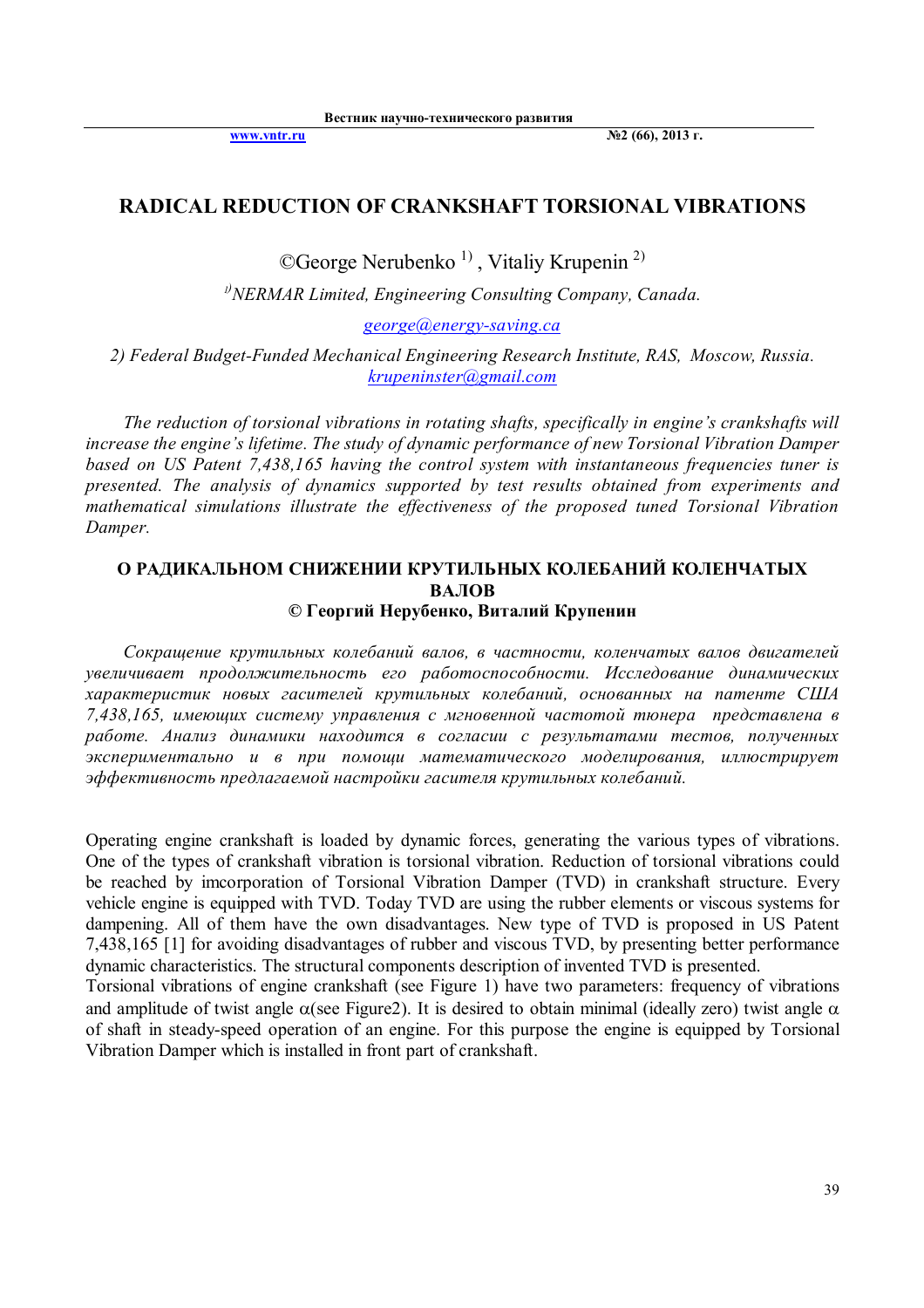# RADICAL REDUCTION OF CRANKSHAFT TORSIONAL VIBRATIONS

©George Nerubenko [1) ], Vitaliy Krupenin [2)]

*[1)]NERMAR Limited, Engineering Consulting Company, Canada.*

*george@energy-saving.ca*

*2) Federal Budget-Funded Mechanical Engineering Research Institute, RAS, Moscow, Russia.*
*krupeninster@gmail.com*

*The reduction of torsional vibrations in rotating shafts, specifically in engine's crankshafts will increase the engine's lifetime. The study of dynamic performance of new Torsional Vibration Damper based on US Patent 7,438,165 having the control system with instantaneous frequencies tuner is presented. The analysis of dynamics supported by test results obtained from experiments and mathematical simulations illustrate the effectiveness of the proposed tuned Torsional Vibration Damper.*

## О РАДИКАЛЬНОМ СНИЖЕНИИ КРУТИЛЬНЫХ КОЛЕБАНИЙ КОЛЕНЧАТЫХ ВАЛОВ

**© Георгий Нерубенко, Виталий Крупенин**

*Сокращение крутильных колебаний валов, в частности, коленчатых валов двигателей увеличивает продолжительность его работоспособности. Исследование динамических характеристик новых гасителей крутильных колебаний, основанных на патенте США 7,438,165, имеющих систему управления с мгновенной частотой тюнера представлена в работе. Анализ динамики находится в согласии с результатами тестов, полученных экспериментально и в при помощи математического моделирования, иллюстрирует эффективность предлагаемой настройки гасителя крутильных колебаний.*

Operating engine crankshaft is loaded by dynamic forces, generating the various types of vibrations. One of the types of crankshaft vibration is torsional vibration. Reduction of torsional vibrations could be reached by imcorporation of Torsional Vibration Damper (TVD) in crankshaft structure. Every vehicle engine is equipped with TVD. Today TVD are using the rubber elements or viscous systems for dampening. All of them have the own disadvantages. New type of TVD is proposed in US Patent 7,438,165 [1] for avoiding disadvantages of rubber and viscous TVD, by presenting better performance dynamic characteristics. The structural components description of invented TVD is presented.

Torsional vibrations of engine crankshaft (see Figure 1) have two parameters: frequency of vibrations and amplitude of twist angle $\alpha$(see Figure2). It is desired to obtain minimal (ideally zero) twist angle $\alpha$ of shaft in steady-speed operation of an engine. For this purpose the engine is equipped by Torsional Vibration Damper which is installed in front part of crankshaft.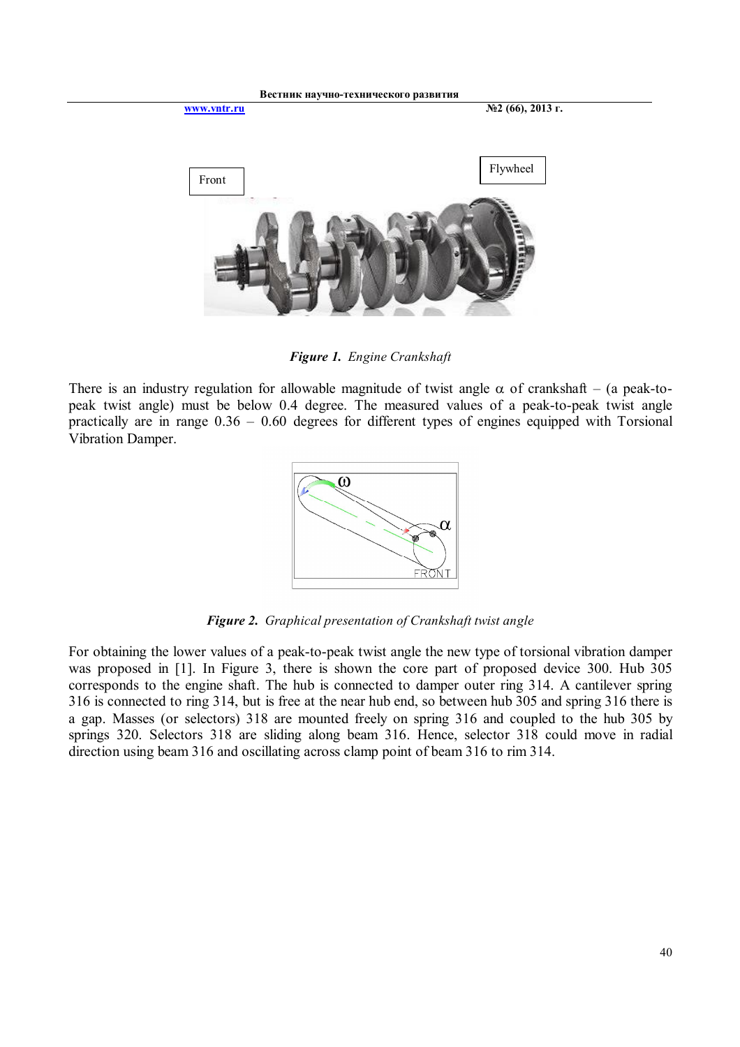*Figure 1. Engine Crankshaft*

There is an industry regulation for allowable magnitude of twist angle $\alpha$ of crankshaft – (a peak-to-peak twist angle) must be below 0.4 degree. The measured values of a peak-to-peak twist angle practically are in range 0.36 – 0.60 degrees for different types of engines equipped with Torsional Vibration Damper.

*Figure 2. Graphical presentation of Crankshaft twist angle*

For obtaining the lower values of a peak-to-peak twist angle the new type of torsional vibration damper was proposed in [1]. In Figure 3, there is shown the core part of proposed device 300. Hub 305 corresponds to the engine shaft. The hub is connected to damper outer ring 314. A cantilever spring 316 is connected to ring 314, but is free at the near hub end, so between hub 305 and spring 316 there is a gap. Masses (or selectors) 318 are mounted freely on spring 316 and coupled to the hub 305 by springs 320. Selectors 318 are sliding along beam 316. Hence, selector 318 could move in radial direction using beam 316 and oscillating across clamp point of beam 316 to rim 314.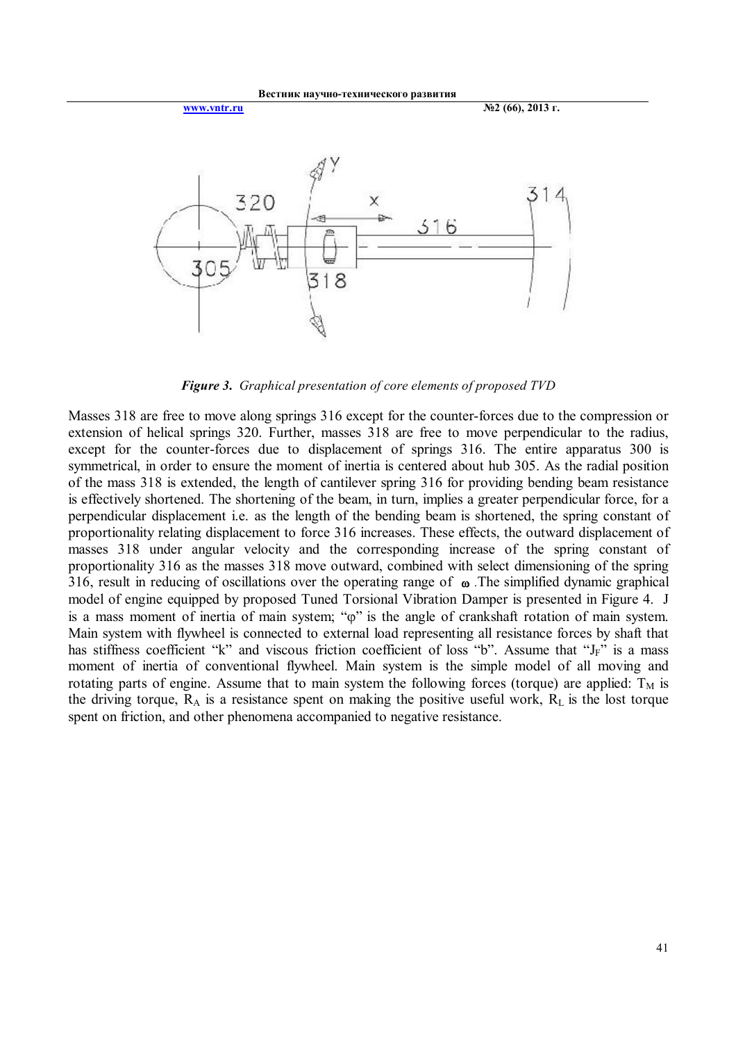*__Figure 3.__ Graphical presentation of core elements of proposed TVD*

Masses 318 are free to move along springs 316 except for the counter-forces due to the compression or extension of helical springs 320. Further, masses 318 are free to move perpendicular to the radius, except for the counter-forces due to displacement of springs 316. The entire apparatus 300 is symmetrical, in order to ensure the moment of inertia is centered about hub 305. As the radial position of the mass 318 is extended, the length of cantilever spring 316 for providing bending beam resistance is effectively shortened. The shortening of the beam, in turn, implies a greater perpendicular force, for a perpendicular displacement i.e. as the length of the bending beam is shortened, the spring constant of proportionality relating displacement to force 316 increases. These effects, the outward displacement of masses 318 under angular velocity and the corresponding increase of the spring constant of proportionality 316 as the masses 318 move outward, combined with select dimensioning of the spring 316, result in reducing of oscillations over the operating range of $\omega$. The simplified dynamic graphical model of engine equipped by proposed Tuned Torsional Vibration Damper is presented in Figure 4. J is a mass moment of inertia of main system; "$\varphi$" is the angle of crankshaft rotation of main system. Main system with flywheel is connected to external load representing all resistance forces by shaft that has stiffness coefficient "k" and viscous friction coefficient of loss "b". Assume that "$J_F$" is a mass moment of inertia of conventional flywheel. Main system is the simple model of all moving and rotating parts of engine. Assume that to main system the following forces (torque) are applied: $T_M$ is the driving torque, $R_A$ is a resistance spent on making the positive useful work, $R_L$ is the lost torque spent on friction, and other phenomena accompanied to negative resistance.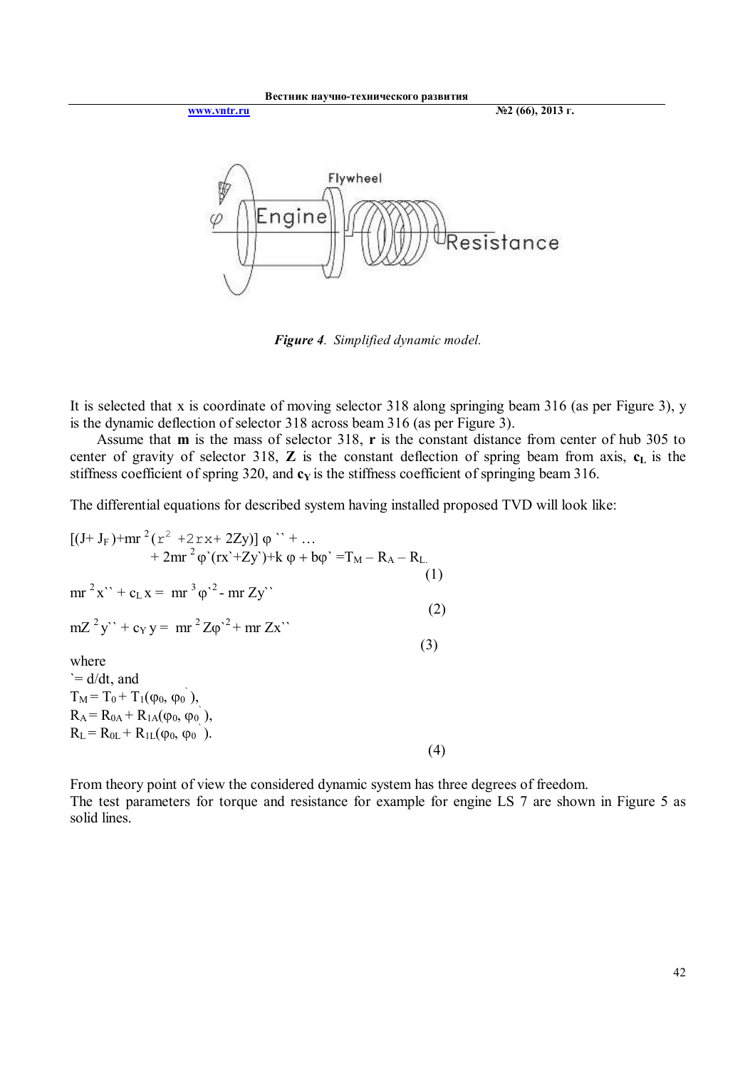*Figure 4. Simplified dynamic model.*

It is selected that x is coordinate of moving selector 318 along springing beam 316 (as per Figure 3), y is the dynamic deflection of selector 318 across beam 316 (as per Figure 3).

Assume that **m** is the mass of selector 318, **r** is the constant distance from center of hub 305 to center of gravity of selector 318, **Z** is the constant deflection of spring beam from axis, $\mathbf{c_L}$ is the stiffness coefficient of spring 320, and $\mathbf{c_Y}$ is the stiffness coefficient of springing beam 316.

The differential equations for described system having installed proposed TVD will look like:

$$[(J+J_F)+mr^2(r^2+2rx+2Zy)]\,\varphi'' + \ldots + 2mr^2\varphi'(rx'+Zy')+k\,\varphi+b\varphi' = T_M - R_A - R_L \quad (1)$$

$$mr^2x'' + c_L x = mr^3\varphi'^2 - mr\,Zy'' \quad (2)$$

$$mZ^2y'' + c_Y y = mr^2Z\varphi'^2 + mr\,Zx'' \quad (3)$$

where

$' = d/dt$, and

$$T_M = T_0 + T_1(\varphi_0, \varphi_0'),$$
$$R_A = R_{0A} + R_{1A}(\varphi_0, \varphi_0'),$$
$$R_L = R_{0L} + R_{1L}(\varphi_0, \varphi_0'). \quad (4)$$

From theory point of view the considered dynamic system has three degrees of freedom.

The test parameters for torque and resistance for example for engine LS 7 are shown in Figure 5 as solid lines.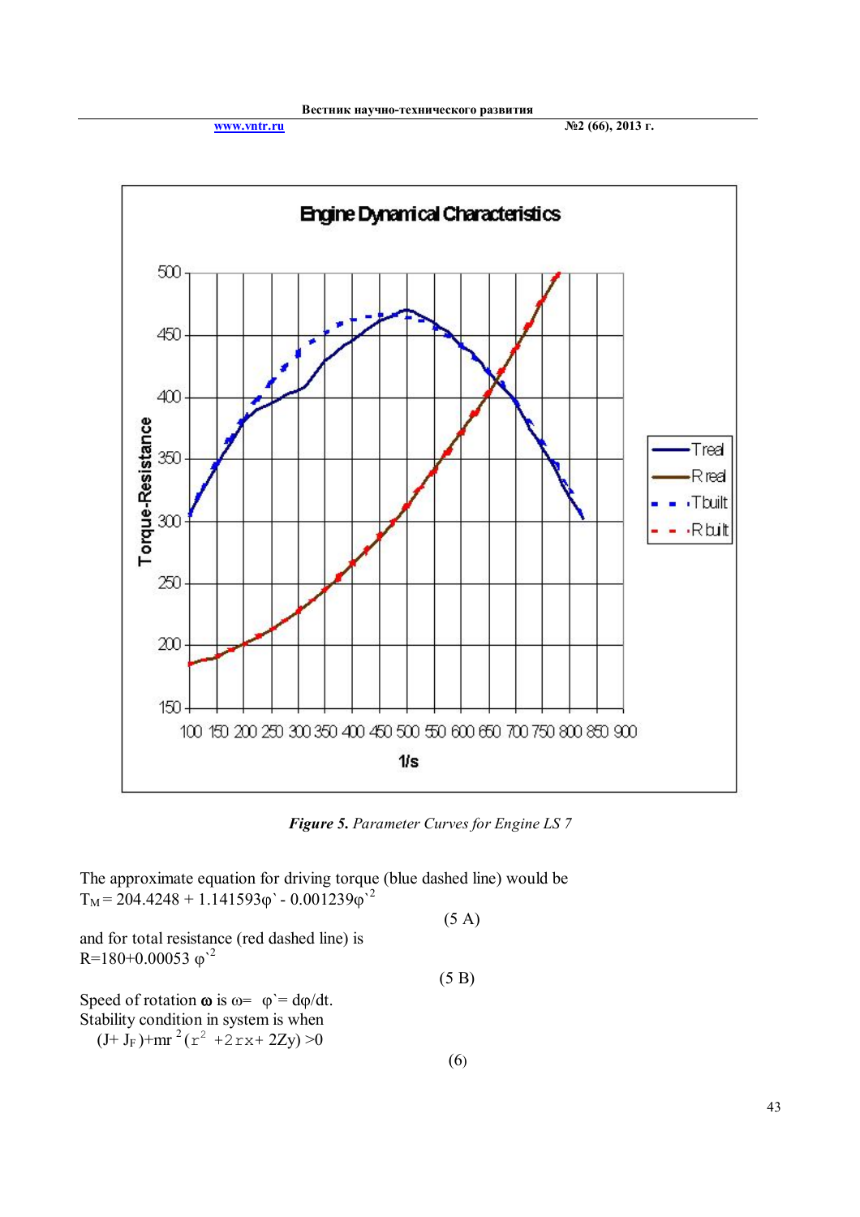*Figure 5. Parameter Curves for Engine LS 7*

The approximate equation for driving torque (blue dashed line) would be

$$T_M = 204.4248 + 1.141593\varphi` - 0.001239\varphi`^2 \tag{5 A}$$

and for total resistance (red dashed line) is

$$R = 180 + 0.00053\ \varphi`^2 \tag{5 B}$$

Speed of rotation $\boldsymbol{\omega}$ is $\omega = \varphi` = d\varphi/dt$.

Stability condition in system is when

$$(J + J_F) + mr^2(r^2 + 2rx + 2Zy) > 0 \tag{6}$$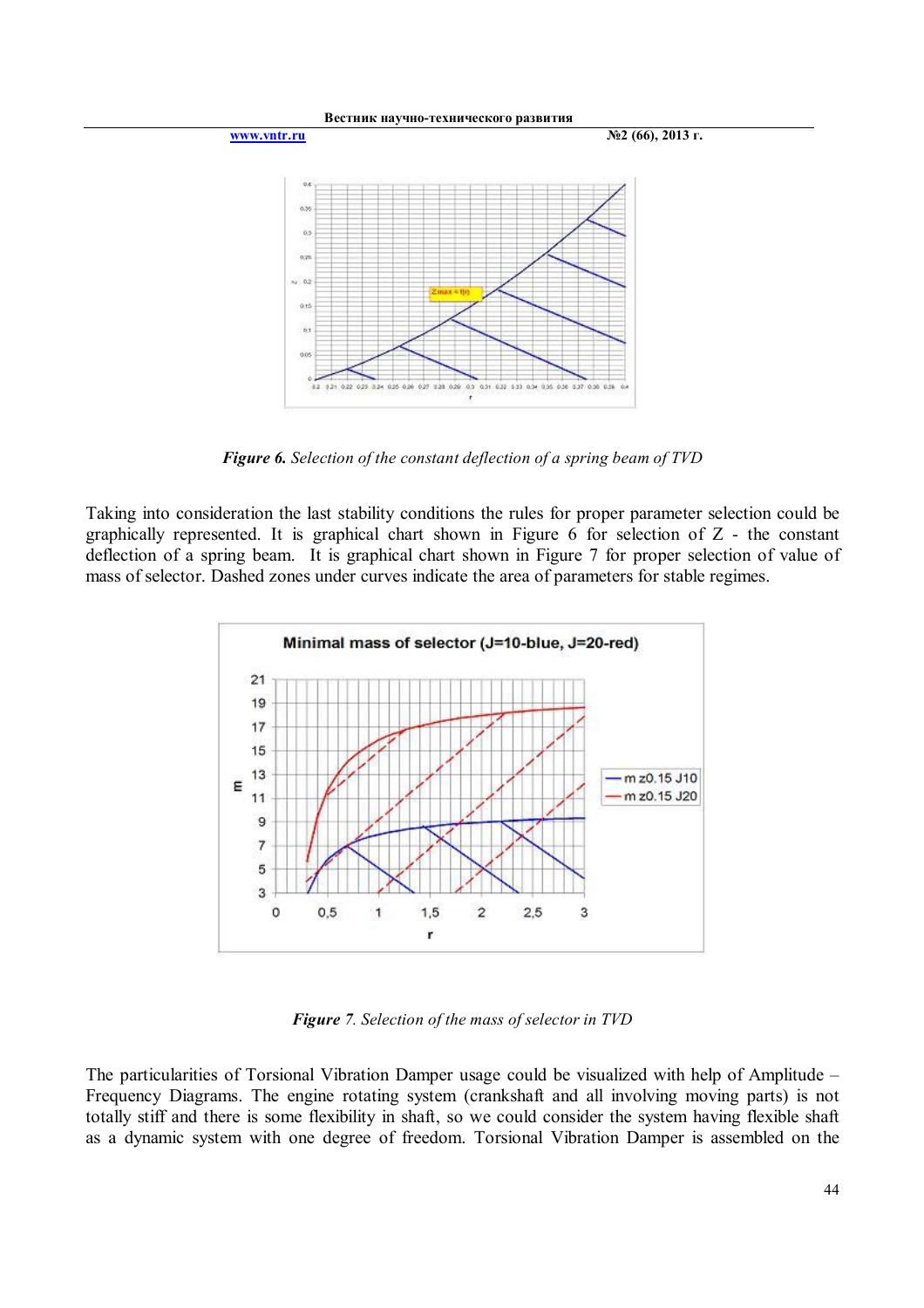*Figure 6. Selection of the constant deflection of a spring beam of TVD*

Taking into consideration the last stability conditions the rules for proper parameter selection could be graphically represented. It is graphical chart shown in Figure 6 for selection of Z - the constant deflection of a spring beam. It is graphical chart shown in Figure 7 for proper selection of value of mass of selector. Dashed zones under curves indicate the area of parameters for stable regimes.

*Figure 7. Selection of the mass of selector in TVD*

The particularities of Torsional Vibration Damper usage could be visualized with help of Amplitude – Frequency Diagrams. The engine rotating system (crankshaft and all involving moving parts) is not totally stiff and there is some flexibility in shaft, so we could consider the system having flexible shaft as a dynamic system with one degree of freedom. Torsional Vibration Damper is assembled on the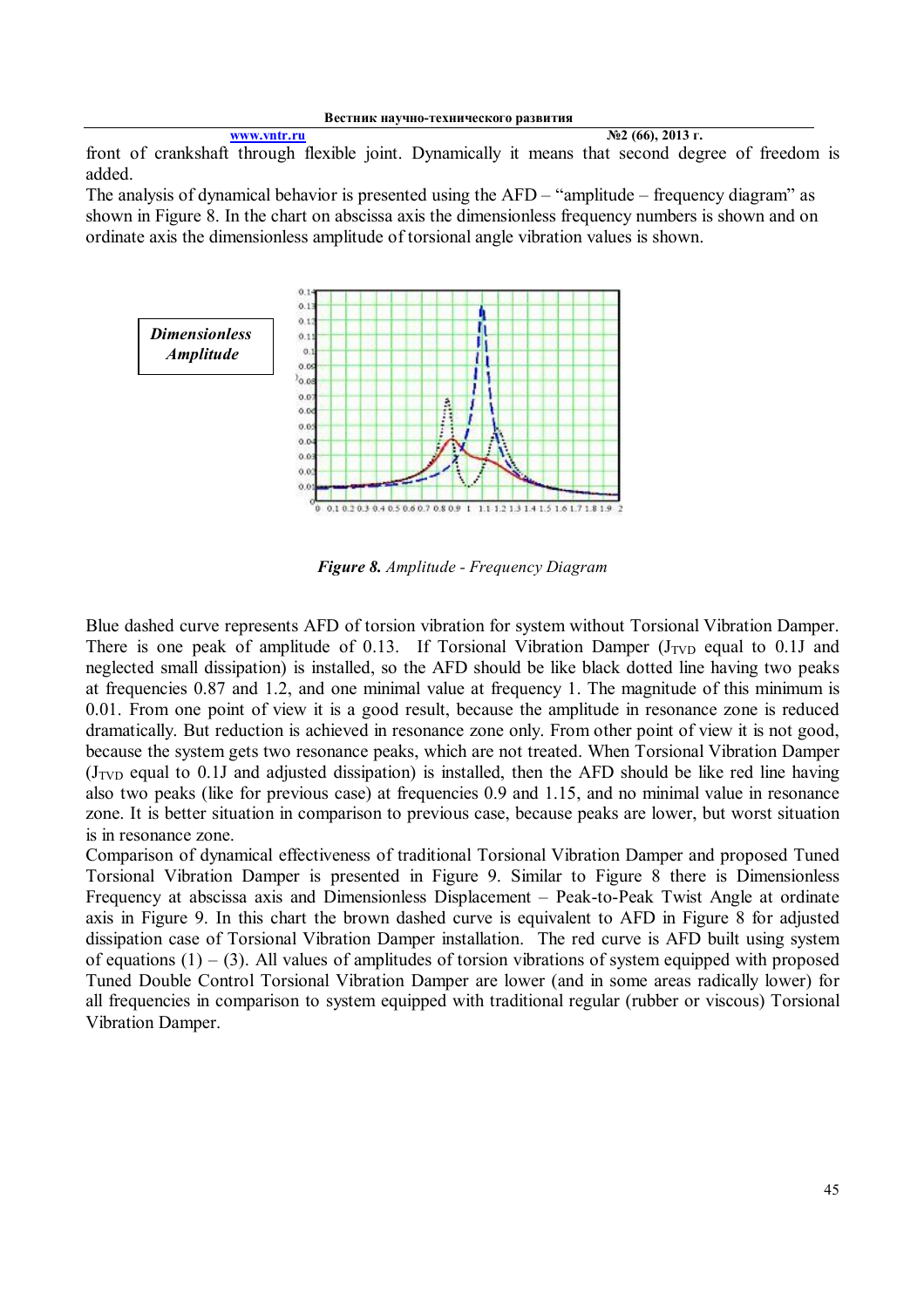front of crankshaft through flexible joint. Dynamically it means that second degree of freedom is added.

The analysis of dynamical behavior is presented using the AFD – "amplitude – frequency diagram" as shown in Figure 8. In the chart on abscissa axis the dimensionless frequency numbers is shown and on ordinate axis the dimensionless amplitude of torsional angle vibration values is shown.

*Dimensionless Amplitude*

***Figure 8.*** *Amplitude - Frequency Diagram*

Blue dashed curve represents AFD of torsion vibration for system without Torsional Vibration Damper. There is one peak of amplitude of 0.13. If Torsional Vibration Damper ($J_{TVD}$ equal to 0.1J and neglected small dissipation) is installed, so the AFD should be like black dotted line having two peaks at frequencies 0.87 and 1.2, and one minimal value at frequency 1. The magnitude of this minimum is 0.01. From one point of view it is a good result, because the amplitude in resonance zone is reduced dramatically. But reduction is achieved in resonance zone only. From other point of view it is not good, because the system gets two resonance peaks, which are not treated. When Torsional Vibration Damper ($J_{TVD}$ equal to 0.1J and adjusted dissipation) is installed, then the AFD should be like red line having also two peaks (like for previous case) at frequencies 0.9 and 1.15, and no minimal value in resonance zone. It is better situation in comparison to previous case, because peaks are lower, but worst situation is in resonance zone.

Comparison of dynamical effectiveness of traditional Torsional Vibration Damper and proposed Tuned Torsional Vibration Damper is presented in Figure 9. Similar to Figure 8 there is Dimensionless Frequency at abscissa axis and Dimensionless Displacement – Peak-to-Peak Twist Angle at ordinate axis in Figure 9. In this chart the brown dashed curve is equivalent to AFD in Figure 8 for adjusted dissipation case of Torsional Vibration Damper installation. The red curve is AFD built using system of equations (1) – (3). All values of amplitudes of torsion vibrations of system equipped with proposed Tuned Double Control Torsional Vibration Damper are lower (and in some areas radically lower) for all frequencies in comparison to system equipped with traditional regular (rubber or viscous) Torsional Vibration Damper.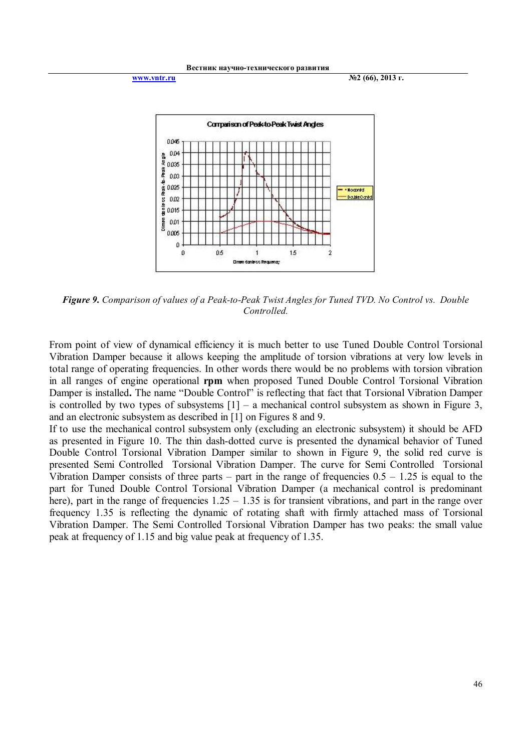*Figure 9. Comparison of values of a Peak-to-Peak Twist Angles for Tuned TVD. No Control vs. Double Controlled.*

From point of view of dynamical efficiency it is much better to use Tuned Double Control Torsional Vibration Damper because it allows keeping the amplitude of torsion vibrations at very low levels in total range of operating frequencies. In other words there would be no problems with torsion vibration in all ranges of engine operational **rpm** when proposed Tuned Double Control Torsional Vibration Damper is installed**.** The name "Double Control" is reflecting that fact that Torsional Vibration Damper is controlled by two types of subsystems [1] – a mechanical control subsystem as shown in Figure 3, and an electronic subsystem as described in [1] on Figures 8 and 9.

If to use the mechanical control subsystem only (excluding an electronic subsystem) it should be AFD as presented in Figure 10. The thin dash-dotted curve is presented the dynamical behavior of Tuned Double Control Torsional Vibration Damper similar to shown in Figure 9, the solid red curve is presented Semi Controlled Torsional Vibration Damper. The curve for Semi Controlled Torsional Vibration Damper consists of three parts – part in the range of frequencies 0.5 – 1.25 is equal to the part for Tuned Double Control Torsional Vibration Damper (a mechanical control is predominant here), part in the range of frequencies 1.25 – 1.35 is for transient vibrations, and part in the range over frequency 1.35 is reflecting the dynamic of rotating shaft with firmly attached mass of Torsional Vibration Damper. The Semi Controlled Torsional Vibration Damper has two peaks: the small value peak at frequency of 1.15 and big value peak at frequency of 1.35.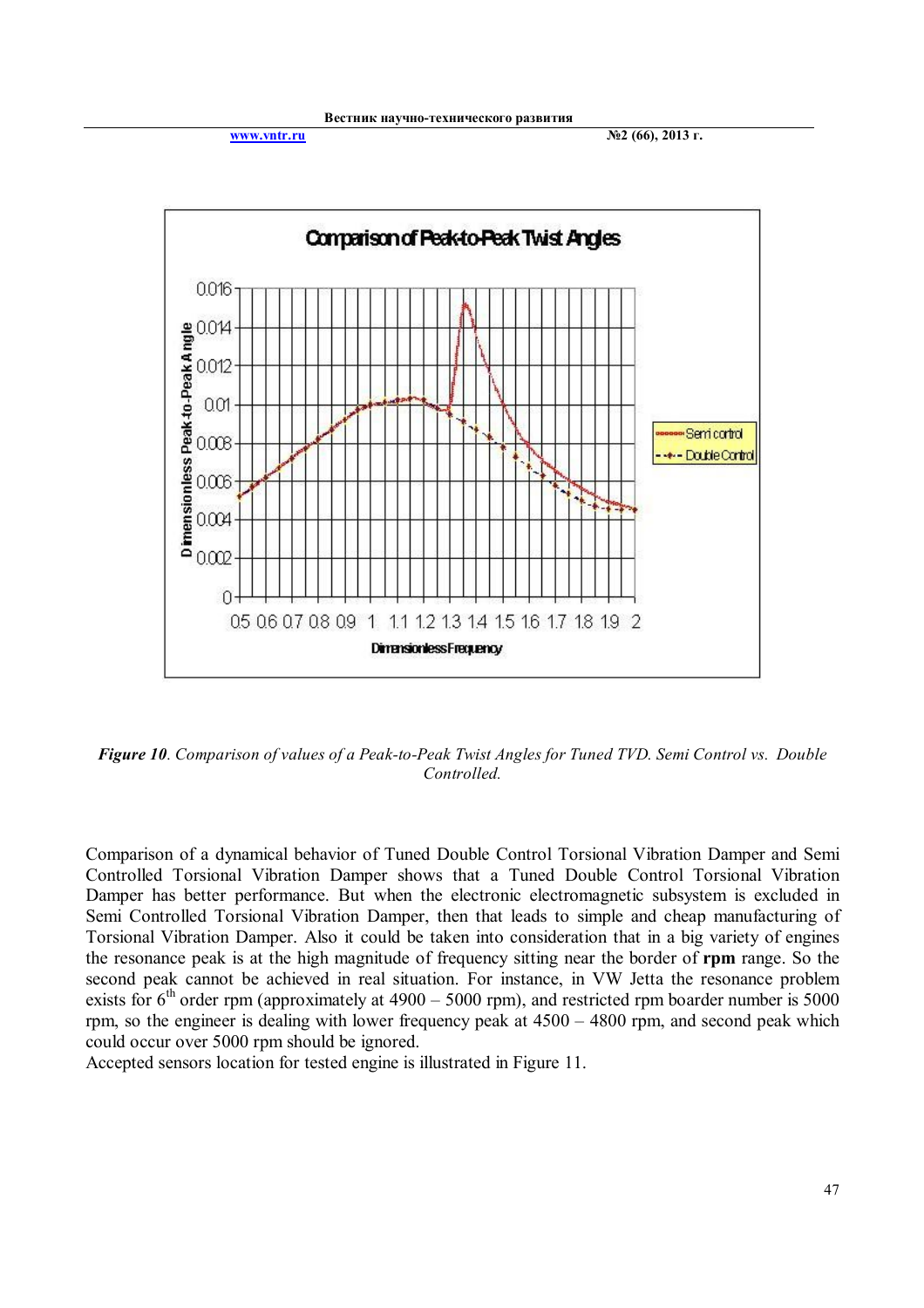*Figure 10*. *Comparison of values of a Peak-to-Peak Twist Angles for Tuned TVD. Semi Control vs. Double Controlled.*

Comparison of a dynamical behavior of Tuned Double Control Torsional Vibration Damper and Semi Controlled Torsional Vibration Damper shows that a Tuned Double Control Torsional Vibration Damper has better performance. But when the electronic electromagnetic subsystem is excluded in Semi Controlled Torsional Vibration Damper, then that leads to simple and cheap manufacturing of Torsional Vibration Damper. Also it could be taken into consideration that in a big variety of engines the resonance peak is at the high magnitude of frequency sitting near the border of **rpm** range. So the second peak cannot be achieved in real situation. For instance, in VW Jetta the resonance problem exists for 6$^{th}$ order rpm (approximately at 4900 – 5000 rpm), and restricted rpm boarder number is 5000 rpm, so the engineer is dealing with lower frequency peak at 4500 – 4800 rpm, and second peak which could occur over 5000 rpm should be ignored.

Accepted sensors location for tested engine is illustrated in Figure 11.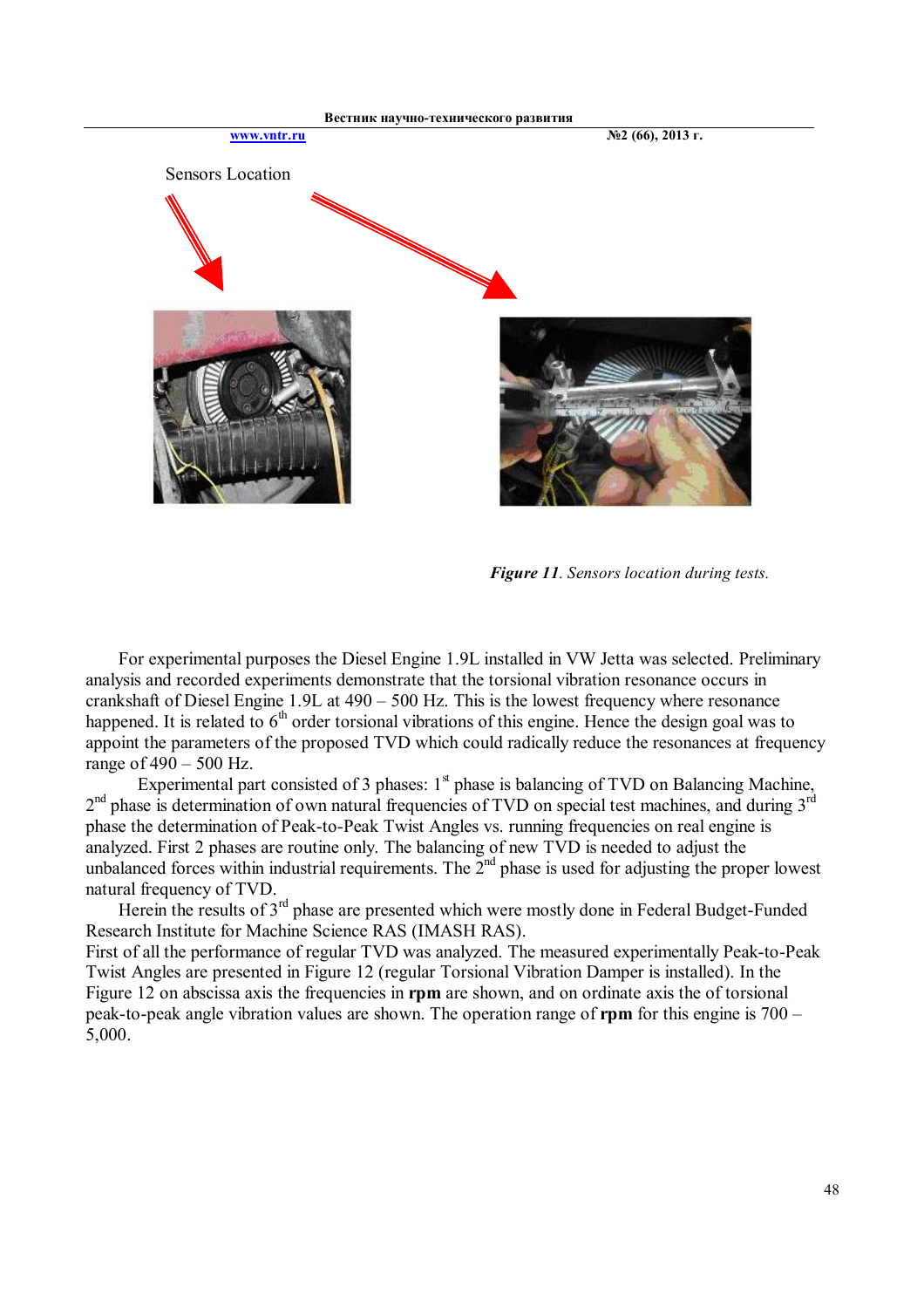Sensors Location

*Figure 11*. Sensors location during tests.

For experimental purposes the Diesel Engine 1.9L installed in VW Jetta was selected. Preliminary analysis and recorded experiments demonstrate that the torsional vibration resonance occurs in crankshaft of Diesel Engine 1.9L at 490 – 500 Hz. This is the lowest frequency where resonance happened. It is related to 6th order torsional vibrations of this engine. Hence the design goal was to appoint the parameters of the proposed TVD which could radically reduce the resonances at frequency range of 490 – 500 Hz.

Experimental part consisted of 3 phases: 1st phase is balancing of TVD on Balancing Machine, 2nd phase is determination of own natural frequencies of TVD on special test machines, and during 3rd phase the determination of Peak-to-Peak Twist Angles vs. running frequencies on real engine is analyzed. First 2 phases are routine only. The balancing of new TVD is needed to adjust the unbalanced forces within industrial requirements. The 2nd phase is used for adjusting the proper lowest natural frequency of TVD.

Herein the results of 3rd phase are presented which were mostly done in Federal Budget-Funded Research Institute for Machine Science RAS (IMASH RAS).

First of all the performance of regular TVD was analyzed. The measured experimentally Peak-to-Peak Twist Angles are presented in Figure 12 (regular Torsional Vibration Damper is installed). In the Figure 12 on abscissa axis the frequencies in **rpm** are shown, and on ordinate axis the of torsional peak-to-peak angle vibration values are shown. The operation range of **rpm** for this engine is 700 – 5,000.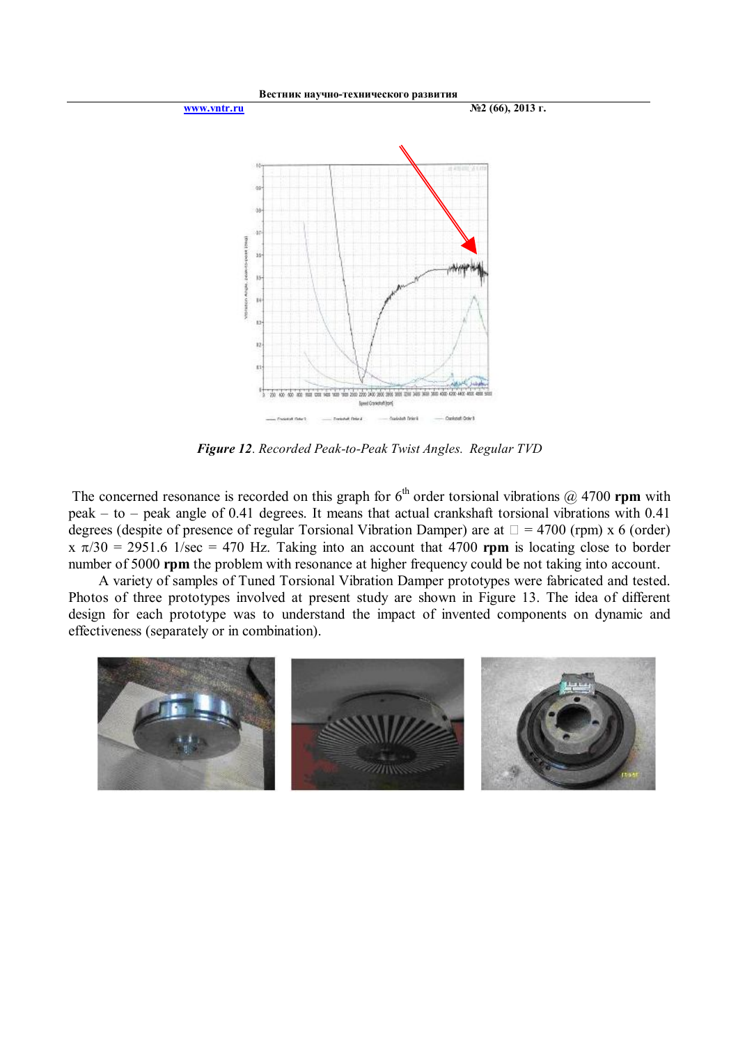*Figure 12*. *Recorded Peak-to-Peak Twist Angles. Regular TVD*

The concerned resonance is recorded on this graph for 6th order torsional vibrations @ 4700 **rpm** with peak – to – peak angle of 0.41 degrees. It means that actual crankshaft torsional vibrations with 0.41 degrees (despite of presence of regular Torsional Vibration Damper) are at $\omega$ = 4700 (rpm) x 6 (order) x $\pi$/30 = 2951.6 1/sec = 470 Hz. Taking into an account that 4700 **rpm** is locating close to border number of 5000 **rpm** the problem with resonance at higher frequency could be not taking into account.

A variety of samples of Tuned Torsional Vibration Damper prototypes were fabricated and tested. Photos of three prototypes involved at present study are shown in Figure 13. The idea of different design for each prototype was to understand the impact of invented components on dynamic and effectiveness (separately or in combination).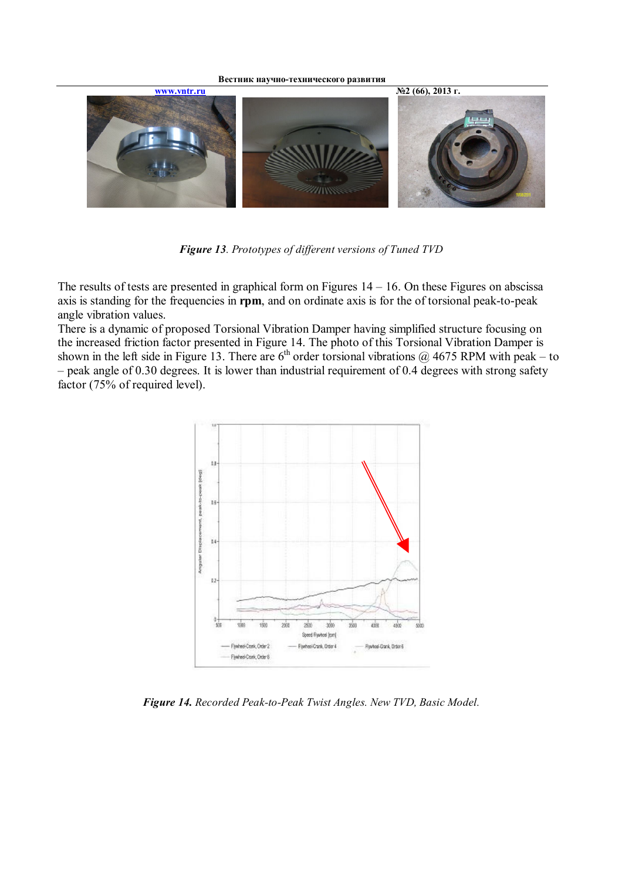*Figure 13*. *Prototypes of different versions of Tuned TVD*

The results of tests are presented in graphical form on Figures 14 – 16. On these Figures on abscissa axis is standing for the frequencies in **rpm**, and on ordinate axis is for the of torsional peak-to-peak angle vibration values.

There is a dynamic of proposed Torsional Vibration Damper having simplified structure focusing on the increased friction factor presented in Figure 14. The photo of this Torsional Vibration Damper is shown in the left side in Figure 13. There are 6th order torsional vibrations @ 4675 RPM with peak – to – peak angle of 0.30 degrees. It is lower than industrial requirement of 0.4 degrees with strong safety factor (75% of required level).

***Figure 14.*** *Recorded Peak-to-Peak Twist Angles. New TVD, Basic Model.*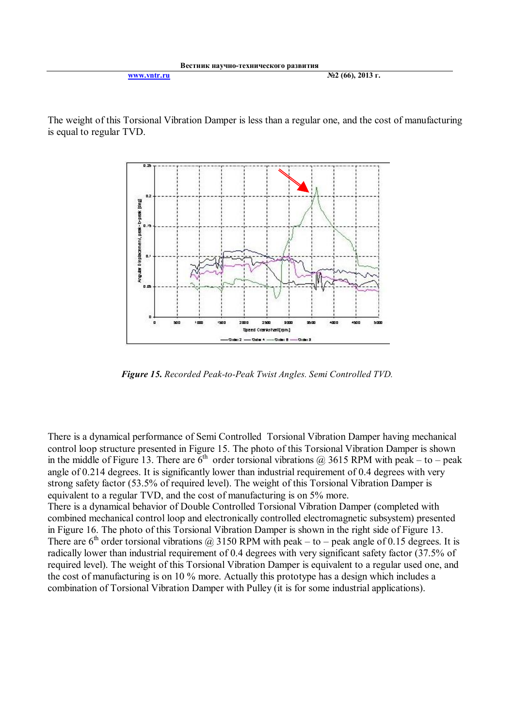The weight of this Torsional Vibration Damper is less than a regular one, and the cost of manufacturing is equal to regular TVD.

***Figure 15.*** *Recorded Peak-to-Peak Twist Angles. Semi Controlled TVD.*

There is a dynamical performance of Semi Controlled Torsional Vibration Damper having mechanical control loop structure presented in Figure 15. The photo of this Torsional Vibration Damper is shown in the middle of Figure 13. There are 6$^{th}$ order torsional vibrations @ 3615 RPM with peak – to – peak angle of 0.214 degrees. It is significantly lower than industrial requirement of 0.4 degrees with very strong safety factor (53.5% of required level). The weight of this Torsional Vibration Damper is equivalent to a regular TVD, and the cost of manufacturing is on 5% more.

There is a dynamical behavior of Double Controlled Torsional Vibration Damper (completed with combined mechanical control loop and electronically controlled electromagnetic subsystem) presented in Figure 16. The photo of this Torsional Vibration Damper is shown in the right side of Figure 13. There are 6$^{th}$ order torsional vibrations @ 3150 RPM with peak – to – peak angle of 0.15 degrees. It is radically lower than industrial requirement of 0.4 degrees with very significant safety factor (37.5% of required level). The weight of this Torsional Vibration Damper is equivalent to a regular used one, and the cost of manufacturing is on 10 % more. Actually this prototype has a design which includes a combination of Torsional Vibration Damper with Pulley (it is for some industrial applications).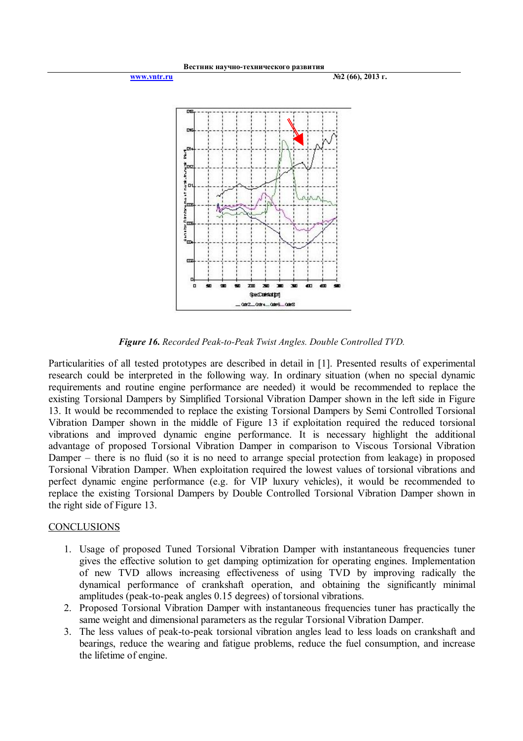*Figure 16. Recorded Peak-to-Peak Twist Angles. Double Controlled TVD.*

Particularities of all tested prototypes are described in detail in [1]. Presented results of experimental research could be interpreted in the following way. In ordinary situation (when no special dynamic requirements and routine engine performance are needed) it would be recommended to replace the existing Torsional Dampers by Simplified Torsional Vibration Damper shown in the left side in Figure 13. It would be recommended to replace the existing Torsional Dampers by Semi Controlled Torsional Vibration Damper shown in the middle of Figure 13 if exploitation required the reduced torsional vibrations and improved dynamic engine performance. It is necessary highlight the additional advantage of proposed Torsional Vibration Damper in comparison to Viscous Torsional Vibration Damper – there is no fluid (so it is no need to arrange special protection from leakage) in proposed Torsional Vibration Damper. When exploitation required the lowest values of torsional vibrations and perfect dynamic engine performance (e.g. for VIP luxury vehicles), it would be recommended to replace the existing Torsional Dampers by Double Controlled Torsional Vibration Damper shown in the right side of Figure 13.

## CONCLUSIONS

1. Usage of proposed Tuned Torsional Vibration Damper with instantaneous frequencies tuner gives the effective solution to get damping optimization for operating engines. Implementation of new TVD allows increasing effectiveness of using TVD by improving radically the dynamical performance of crankshaft operation, and obtaining the significantly minimal amplitudes (peak-to-peak angles 0.15 degrees) of torsional vibrations.
2. Proposed Torsional Vibration Damper with instantaneous frequencies tuner has practically the same weight and dimensional parameters as the regular Torsional Vibration Damper.
3. The less values of peak-to-peak torsional vibration angles lead to less loads on crankshaft and bearings, reduce the wearing and fatigue problems, reduce the fuel consumption, and increase the lifetime of engine.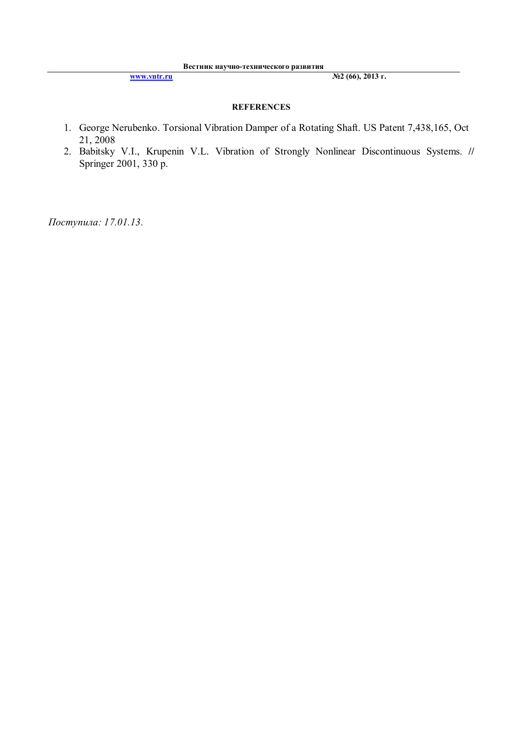**REFERENCES**

1. George Nerubenko. Torsional Vibration Damper of a Rotating Shaft. US Patent 7,438,165, Oct 21, 2008
2. Babitsky V.I., Krupenin V.L. Vibration of Strongly Nonlinear Discontinuous Systems. // Springer 2001, 330 p.

*Поступила: 17.01.13.*